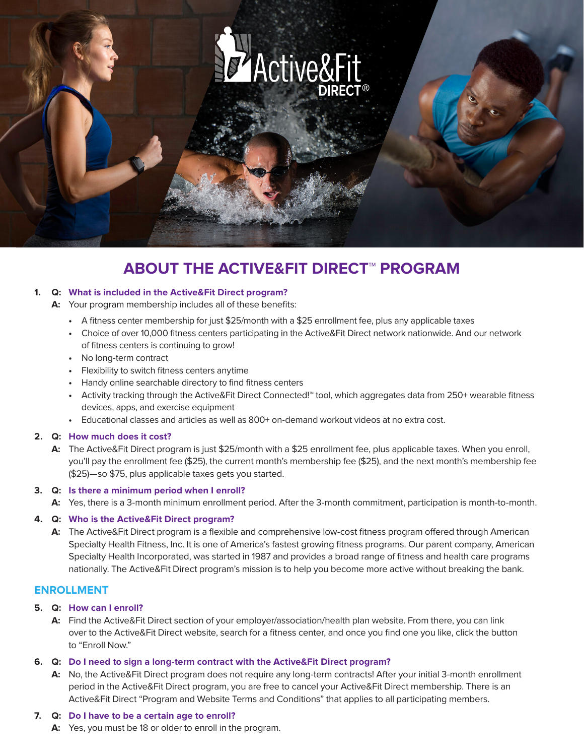# ABOUT THE ACTIVE&FIT DIRECT™ PROGRAM

1. **Q: What is included in the Active&Fit Direct program?**

   **A:** Your program membership includes all of these benefits:

   - A fitness center membership for just $25/month with a $25 enrollment fee, plus any applicable taxes
   - Choice of over 10,000 fitness centers participating in the Active&Fit Direct network nationwide. And our network of fitness centers is continuing to grow!
   - No long-term contract
   - Flexibility to switch fitness centers anytime
   - Handy online searchable directory to find fitness centers
   - Activity tracking through the Active&Fit Direct Connected!™ tool, which aggregates data from 250+ wearable fitness devices, apps, and exercise equipment
   - Educational classes and articles as well as 800+ on-demand workout videos at no extra cost.

2. **Q: How much does it cost?**

   **A:** The Active&Fit Direct program is just $25/month with a $25 enrollment fee, plus applicable taxes. When you enroll, you'll pay the enrollment fee ($25), the current month's membership fee ($25), and the next month's membership fee ($25)—so $75, plus applicable taxes gets you started.

3. **Q: Is there a minimum period when I enroll?**

   **A:** Yes, there is a 3-month minimum enrollment period. After the 3-month commitment, participation is month-to-month.

4. **Q: Who is the Active&Fit Direct program?**

   **A:** The Active&Fit Direct program is a flexible and comprehensive low-cost fitness program offered through American Specialty Health Fitness, Inc. It is one of America's fastest growing fitness programs. Our parent company, American Specialty Health Incorporated, was started in 1987 and provides a broad range of fitness and health care programs nationally. The Active&Fit Direct program's mission is to help you become more active without breaking the bank.

## ENROLLMENT

5. **Q: How can I enroll?**

   **A:** Find the Active&Fit Direct section of your employer/association/health plan website. From there, you can link over to the Active&Fit Direct website, search for a fitness center, and once you find one you like, click the button to "Enroll Now."

6. **Q: Do I need to sign a long-term contract with the Active&Fit Direct program?**

   **A:** No, the Active&Fit Direct program does not require any long-term contracts! After your initial 3-month enrollment period in the Active&Fit Direct program, you are free to cancel your Active&Fit Direct membership. There is an Active&Fit Direct "Program and Website Terms and Conditions" that applies to all participating members.

7. **Q: Do I have to be a certain age to enroll?**

   **A:** Yes, you must be 18 or older to enroll in the program.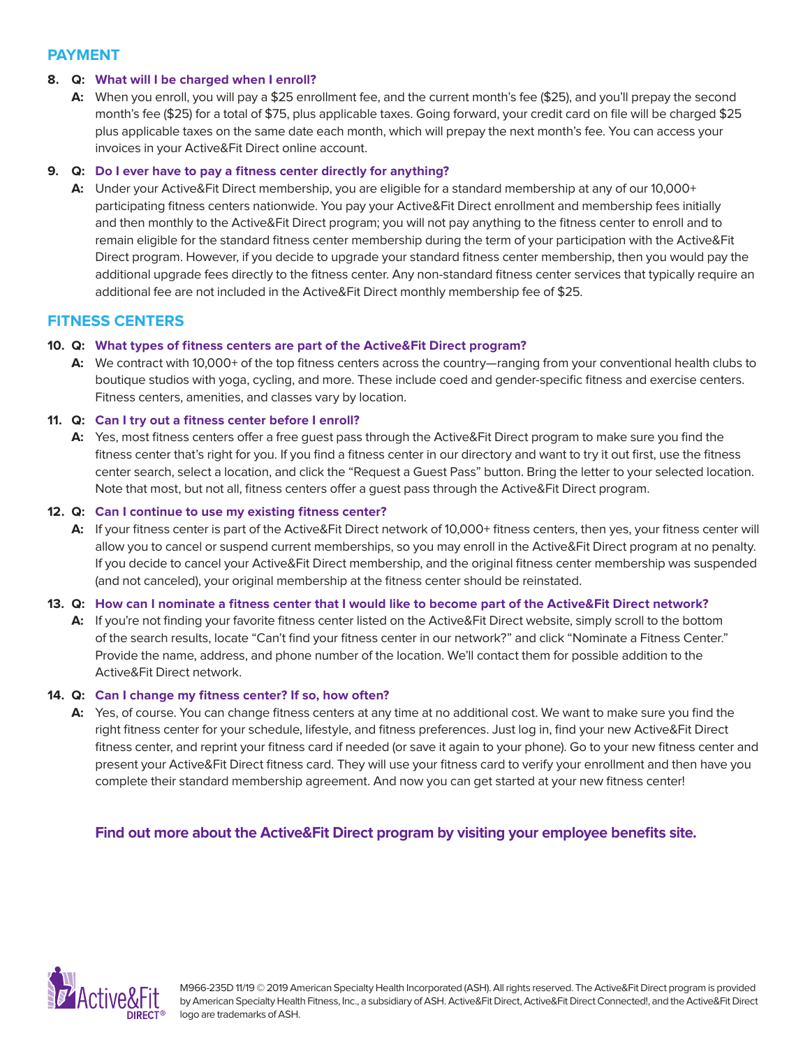## PAYMENT

**8. Q: What will I be charged when I enroll?**

**A:** When you enroll, you will pay a $25 enrollment fee, and the current month's fee ($25), and you'll prepay the second month's fee ($25) for a total of $75, plus applicable taxes. Going forward, your credit card on file will be charged $25 plus applicable taxes on the same date each month, which will prepay the next month's fee. You can access your invoices in your Active&Fit Direct online account.

**9. Q: Do I ever have to pay a fitness center directly for anything?**

**A:** Under your Active&Fit Direct membership, you are eligible for a standard membership at any of our 10,000+ participating fitness centers nationwide. You pay your Active&Fit Direct enrollment and membership fees initially and then monthly to the Active&Fit Direct program; you will not pay anything to the fitness center to enroll and to remain eligible for the standard fitness center membership during the term of your participation with the Active&Fit Direct program. However, if you decide to upgrade your standard fitness center membership, then you would pay the additional upgrade fees directly to the fitness center. Any non-standard fitness center services that typically require an additional fee are not included in the Active&Fit Direct monthly membership fee of $25.

## FITNESS CENTERS

**10. Q: What types of fitness centers are part of the Active&Fit Direct program?**

**A:** We contract with 10,000+ of the top fitness centers across the country—ranging from your conventional health clubs to boutique studios with yoga, cycling, and more. These include coed and gender-specific fitness and exercise centers. Fitness centers, amenities, and classes vary by location.

**11. Q: Can I try out a fitness center before I enroll?**

**A:** Yes, most fitness centers offer a free guest pass through the Active&Fit Direct program to make sure you find the fitness center that's right for you. If you find a fitness center in our directory and want to try it out first, use the fitness center search, select a location, and click the "Request a Guest Pass" button. Bring the letter to your selected location. Note that most, but not all, fitness centers offer a guest pass through the Active&Fit Direct program.

**12. Q: Can I continue to use my existing fitness center?**

**A:** If your fitness center is part of the Active&Fit Direct network of 10,000+ fitness centers, then yes, your fitness center will allow you to cancel or suspend current memberships, so you may enroll in the Active&Fit Direct program at no penalty. If you decide to cancel your Active&Fit Direct membership, and the original fitness center membership was suspended (and not canceled), your original membership at the fitness center should be reinstated.

**13. Q: How can I nominate a fitness center that I would like to become part of the Active&Fit Direct network?**

**A:** If you're not finding your favorite fitness center listed on the Active&Fit Direct website, simply scroll to the bottom of the search results, locate "Can't find your fitness center in our network?" and click "Nominate a Fitness Center." Provide the name, address, and phone number of the location. We'll contact them for possible addition to the Active&Fit Direct network.

**14. Q: Can I change my fitness center? If so, how often?**

**A:** Yes, of course. You can change fitness centers at any time at no additional cost. We want to make sure you find the right fitness center for your schedule, lifestyle, and fitness preferences. Just log in, find your new Active&Fit Direct fitness center, and reprint your fitness card if needed (or save it again to your phone). Go to your new fitness center and present your Active&Fit Direct fitness card. They will use your fitness card to verify your enrollment and then have you complete their standard membership agreement. And now you can get started at your new fitness center!

**Find out more about the Active&Fit Direct program by visiting your employee benefits site.**

Active&Fit DIRECT®

M966-235D 11/19 © 2019 American Specialty Health Incorporated (ASH). All rights reserved. The Active&Fit Direct program is provided by American Specialty Health Fitness, Inc., a subsidiary of ASH. Active&Fit Direct, Active&Fit Direct Connected!, and the Active&Fit Direct logo are trademarks of ASH.